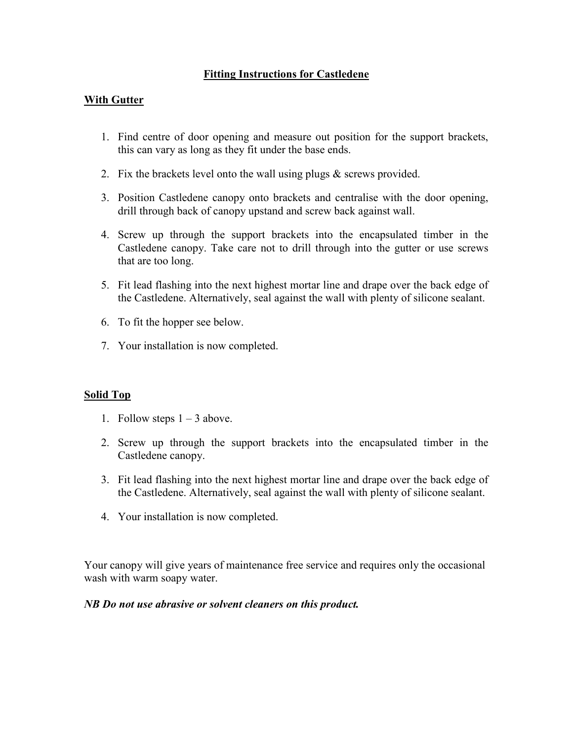# Fitting Instructions for Castledene

## With Gutter

1. Find centre of door opening and measure out position for the support brackets, this can vary as long as they fit under the base ends.
2. Fix the brackets level onto the wall using plugs & screws provided.
3. Position Castledene canopy onto brackets and centralise with the door opening, drill through back of canopy upstand and screw back against wall.
4. Screw up through the support brackets into the encapsulated timber in the Castledene canopy. Take care not to drill through into the gutter or use screws that are too long.
5. Fit lead flashing into the next highest mortar line and drape over the back edge of the Castledene. Alternatively, seal against the wall with plenty of silicone sealant.
6. To fit the hopper see below.
7. Your installation is now completed.

## Solid Top

1. Follow steps 1 – 3 above.
2. Screw up through the support brackets into the encapsulated timber in the Castledene canopy.
3. Fit lead flashing into the next highest mortar line and drape over the back edge of the Castledene. Alternatively, seal against the wall with plenty of silicone sealant.
4. Your installation is now completed.

Your canopy will give years of maintenance free service and requires only the occasional wash with warm soapy water.

***NB Do not use abrasive or solvent cleaners on this product.***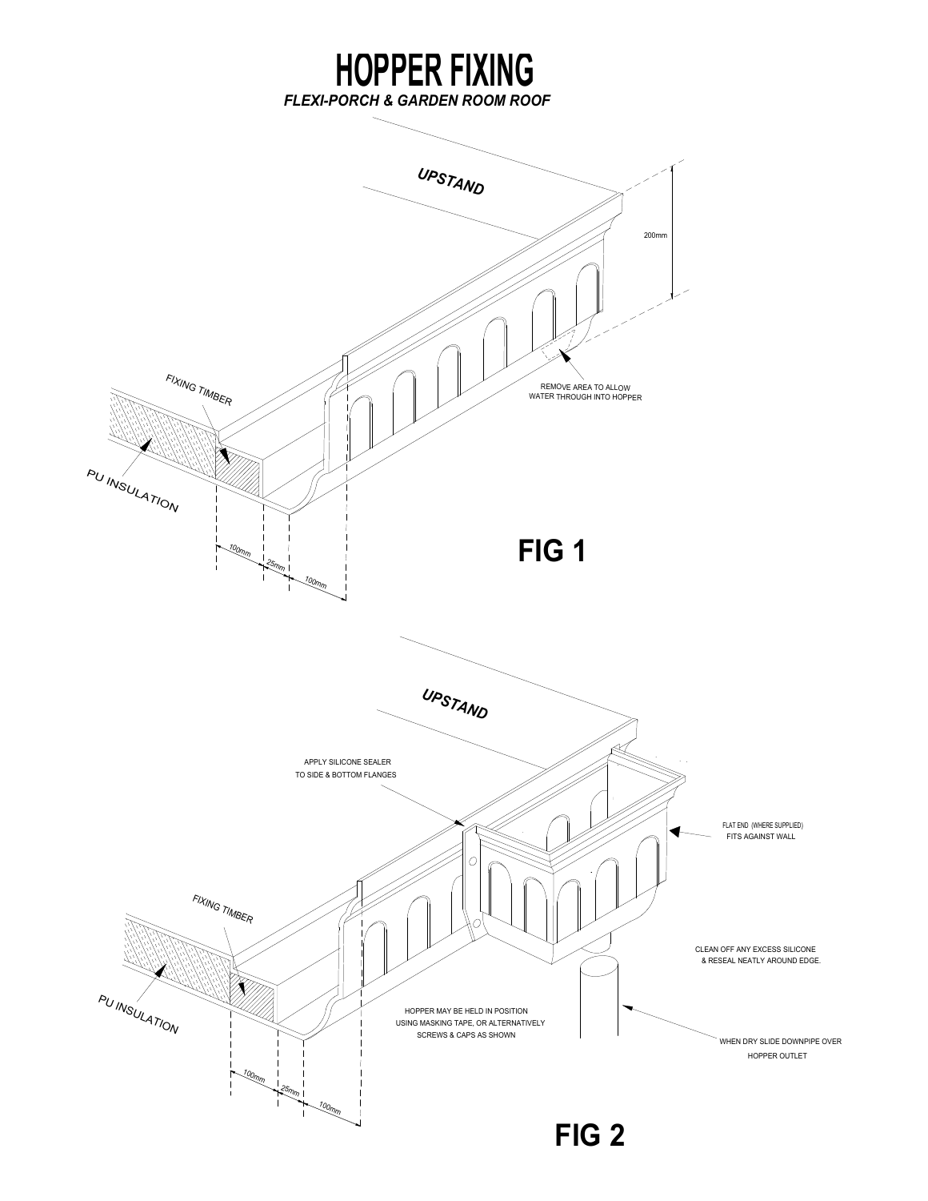# HOPPER FIXING

***FLEXI-PORCH & GARDEN ROOM ROOF***

UPSTAND

200mm

REMOVE AREA TO ALLOW WATER THROUGH INTO HOPPER

FIXING TIMBER

PU INSULATION

100mm

25mm

100mm

**FIG 1**

UPSTAND

APPLY SILICONE SEALER TO SIDE & BOTTOM FLANGES

FLAT END (WHERE SUPPLIED) FITS AGAINST WALL

FIXING TIMBER

CLEAN OFF ANY EXCESS SILICONE & RESEAL NEATLY AROUND EDGE.

PU INSULATION

HOPPER MAY BE HELD IN POSITION USING MASKING TAPE, OR ALTERNATIVELY SCREWS & CAPS AS SHOWN

WHEN DRY SLIDE DOWNPIPE OVER HOPPER OUTLET

100mm

25mm

100mm

**FIG 2**